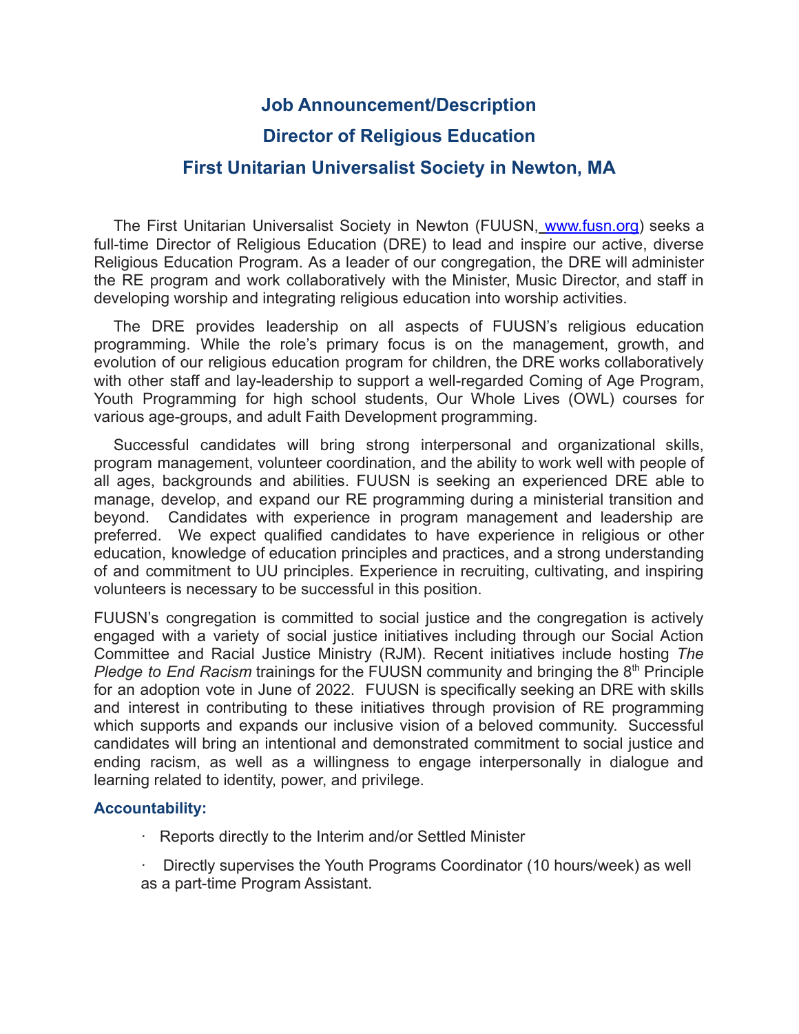# Job Announcement/Description

# Director of Religious Education

# First Unitarian Universalist Society in Newton, MA

The First Unitarian Universalist Society in Newton (FUUSN, www.fusn.org) seeks a full-time Director of Religious Education (DRE) to lead and inspire our active, diverse Religious Education Program. As a leader of our congregation, the DRE will administer the RE program and work collaboratively with the Minister, Music Director, and staff in developing worship and integrating religious education into worship activities.

The DRE provides leadership on all aspects of FUUSN's religious education programming. While the role's primary focus is on the management, growth, and evolution of our religious education program for children, the DRE works collaboratively with other staff and lay-leadership to support a well-regarded Coming of Age Program, Youth Programming for high school students, Our Whole Lives (OWL) courses for various age-groups, and adult Faith Development programming.

Successful candidates will bring strong interpersonal and organizational skills, program management, volunteer coordination, and the ability to work well with people of all ages, backgrounds and abilities. FUUSN is seeking an experienced DRE able to manage, develop, and expand our RE programming during a ministerial transition and beyond. Candidates with experience in program management and leadership are preferred. We expect qualified candidates to have experience in religious or other education, knowledge of education principles and practices, and a strong understanding of and commitment to UU principles. Experience in recruiting, cultivating, and inspiring volunteers is necessary to be successful in this position.

FUUSN's congregation is committed to social justice and the congregation is actively engaged with a variety of social justice initiatives including through our Social Action Committee and Racial Justice Ministry (RJM). Recent initiatives include hosting *The Pledge to End Racism* trainings for the FUUSN community and bringing the 8th Principle for an adoption vote in June of 2022. FUUSN is specifically seeking an DRE with skills and interest in contributing to these initiatives through provision of RE programming which supports and expands our inclusive vision of a beloved community. Successful candidates will bring an intentional and demonstrated commitment to social justice and ending racism, as well as a willingness to engage interpersonally in dialogue and learning related to identity, power, and privilege.

### Accountability:

- Reports directly to the Interim and/or Settled Minister
- Directly supervises the Youth Programs Coordinator (10 hours/week) as well as a part-time Program Assistant.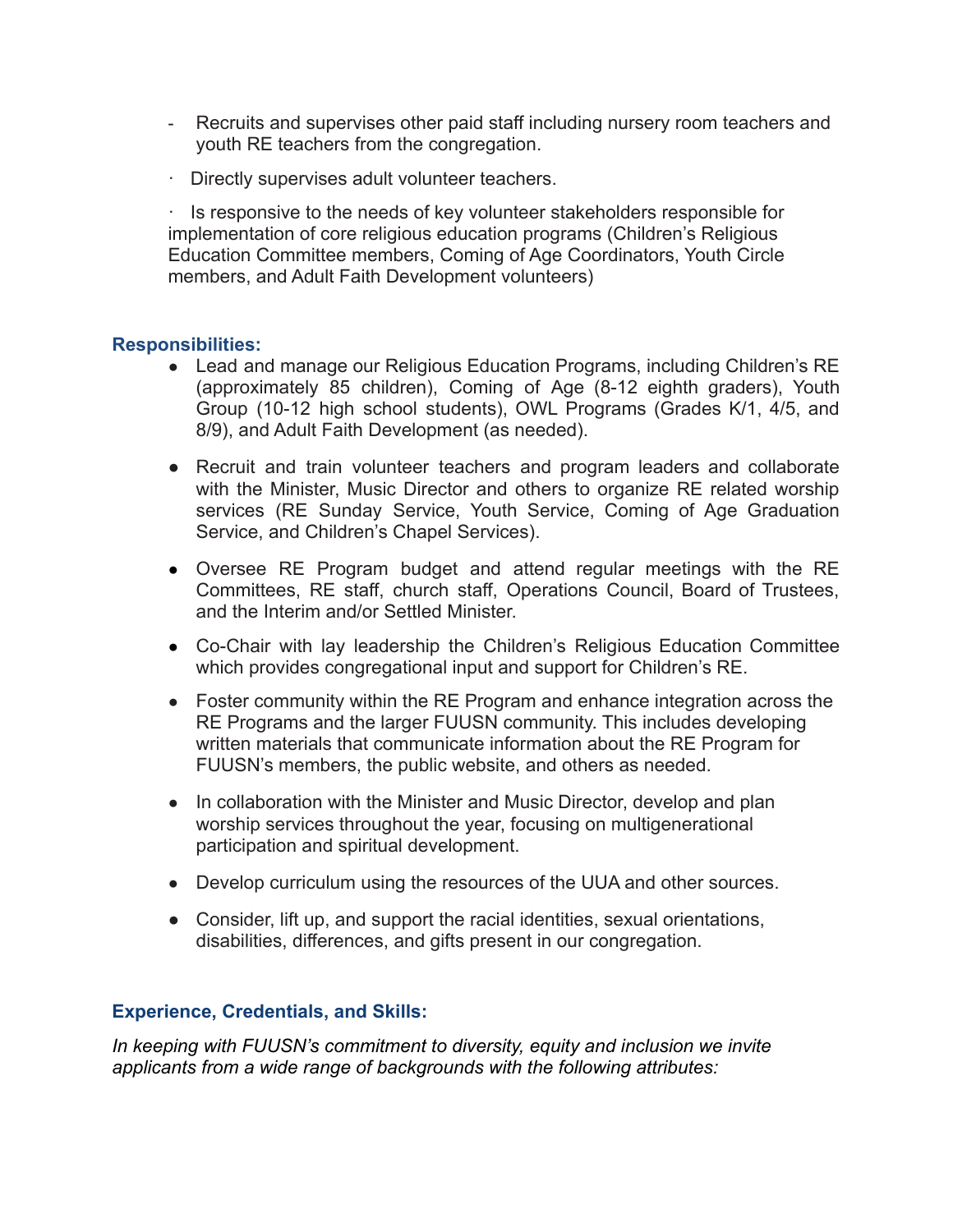- Recruits and supervises other paid staff including nursery room teachers and youth RE teachers from the congregation.

· Directly supervises adult volunteer teachers.

· Is responsive to the needs of key volunteer stakeholders responsible for implementation of core religious education programs (Children's Religious Education Committee members, Coming of Age Coordinators, Youth Circle members, and Adult Faith Development volunteers)

### Responsibilities:

- Lead and manage our Religious Education Programs, including Children's RE (approximately 85 children), Coming of Age (8-12 eighth graders), Youth Group (10-12 high school students), OWL Programs (Grades K/1, 4/5, and 8/9), and Adult Faith Development (as needed).
- Recruit and train volunteer teachers and program leaders and collaborate with the Minister, Music Director and others to organize RE related worship services (RE Sunday Service, Youth Service, Coming of Age Graduation Service, and Children's Chapel Services).
- Oversee RE Program budget and attend regular meetings with the RE Committees, RE staff, church staff, Operations Council, Board of Trustees, and the Interim and/or Settled Minister.
- Co-Chair with lay leadership the Children's Religious Education Committee which provides congregational input and support for Children's RE.
- Foster community within the RE Program and enhance integration across the RE Programs and the larger FUUSN community. This includes developing written materials that communicate information about the RE Program for FUUSN's members, the public website, and others as needed.
- In collaboration with the Minister and Music Director, develop and plan worship services throughout the year, focusing on multigenerational participation and spiritual development.
- Develop curriculum using the resources of the UUA and other sources.
- Consider, lift up, and support the racial identities, sexual orientations, disabilities, differences, and gifts present in our congregation.

### Experience, Credentials, and Skills:

*In keeping with FUUSN's commitment to diversity, equity and inclusion we invite applicants from a wide range of backgrounds with the following attributes:*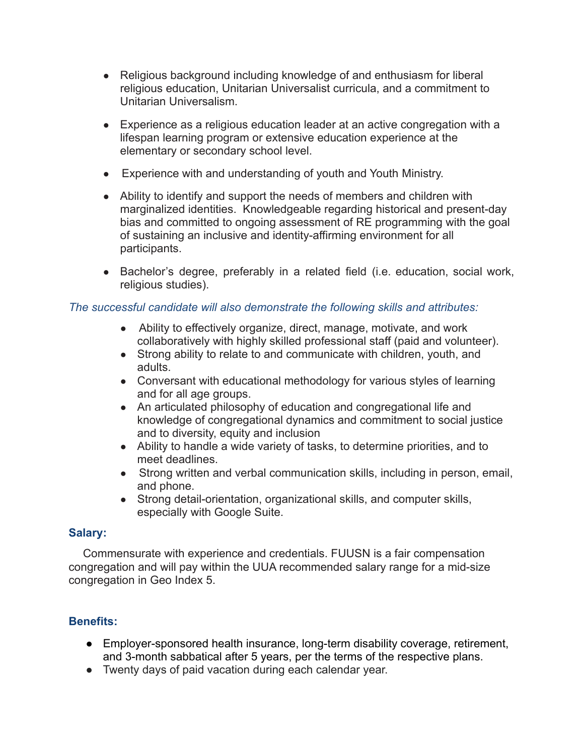- Religious background including knowledge of and enthusiasm for liberal religious education, Unitarian Universalist curricula, and a commitment to Unitarian Universalism.

- Experience as a religious education leader at an active congregation with a lifespan learning program or extensive education experience at the elementary or secondary school level.

- Experience with and understanding of youth and Youth Ministry.

- Ability to identify and support the needs of members and children with marginalized identities. Knowledgeable regarding historical and present-day bias and committed to ongoing assessment of RE programming with the goal of sustaining an inclusive and identity-affirming environment for all participants.

- Bachelor's degree, preferably in a related field (i.e. education, social work, religious studies).

*The successful candidate will also demonstrate the following skills and attributes:*

- Ability to effectively organize, direct, manage, motivate, and work collaboratively with highly skilled professional staff (paid and volunteer).
- Strong ability to relate to and communicate with children, youth, and adults.
- Conversant with educational methodology for various styles of learning and for all age groups.
- An articulated philosophy of education and congregational life and knowledge of congregational dynamics and commitment to social justice and to diversity, equity and inclusion
- Ability to handle a wide variety of tasks, to determine priorities, and to meet deadlines.
- Strong written and verbal communication skills, including in person, email, and phone.
- Strong detail-orientation, organizational skills, and computer skills, especially with Google Suite.

**Salary:**

Commensurate with experience and credentials. FUUSN is a fair compensation congregation and will pay within the UUA recommended salary range for a mid-size congregation in Geo Index 5.

**Benefits:**

- Employer-sponsored health insurance, long-term disability coverage, retirement, and 3-month sabbatical after 5 years, per the terms of the respective plans.
- Twenty days of paid vacation during each calendar year.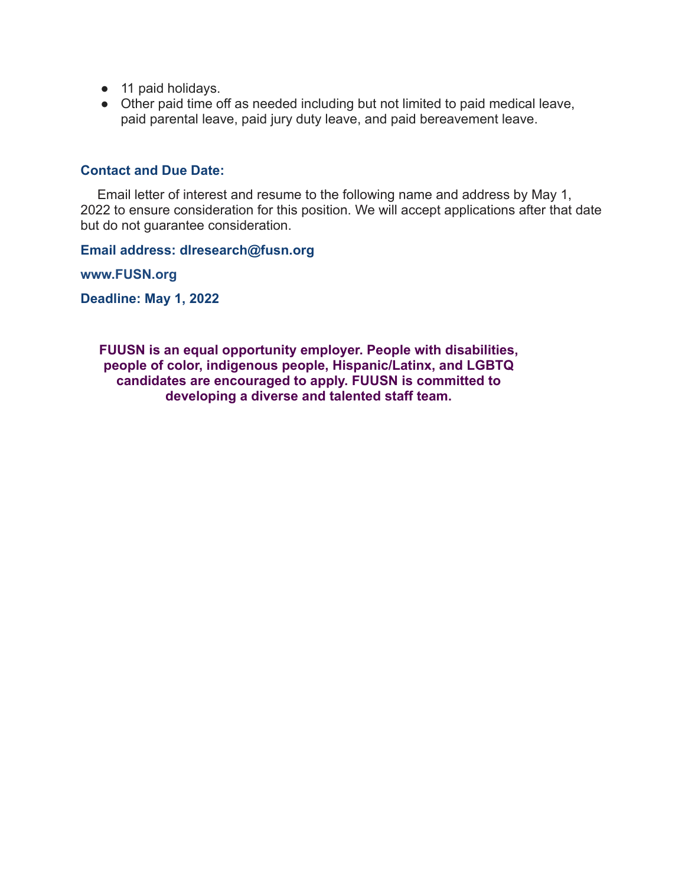- 11 paid holidays.
- Other paid time off as needed including but not limited to paid medical leave, paid parental leave, paid jury duty leave, and paid bereavement leave.

### Contact and Due Date:

Email letter of interest and resume to the following name and address by May 1, 2022 to ensure consideration for this position. We will accept applications after that date but do not guarantee consideration.

**Email address: dlresearch@fusn.org**

**www.FUSN.org**

**Deadline: May 1, 2022**

**FUUSN is an equal opportunity employer. People with disabilities, people of color, indigenous people, Hispanic/Latinx, and LGBTQ candidates are encouraged to apply. FUUSN is committed to developing a diverse and talented staff team.**